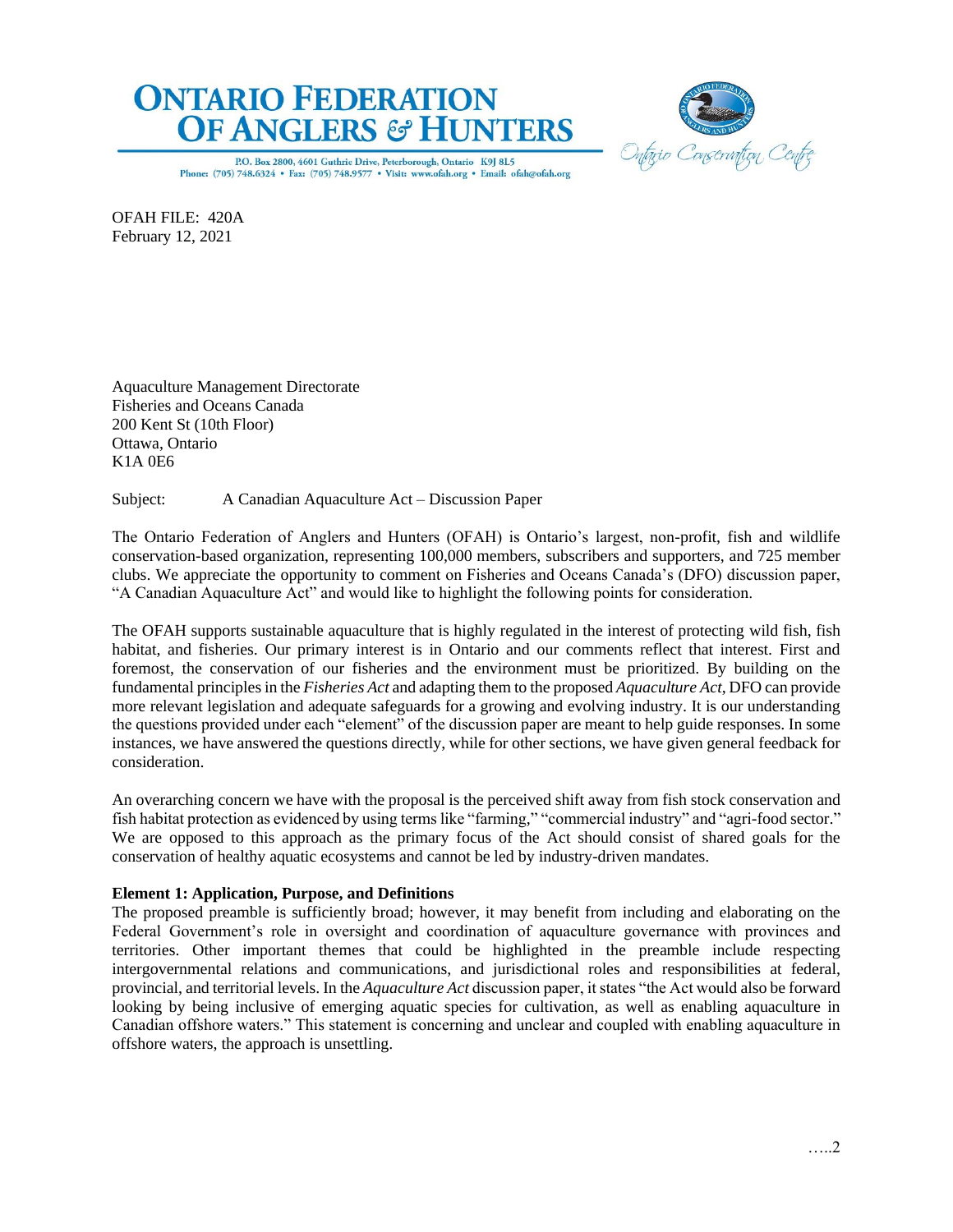# ONTARIO FEDERATION OF ANGLERS & HUNTERS

P.O. Box 2800, 4601 Guthrie Drive, Peterborough, Ontario K9J 8L5
Phone: (705) 748.6324 • Fax: (705) 748.9577 • Visit: www.ofah.org • Email: ofah@ofah.org

Ontario Conservation Centre

OFAH FILE: 420A
February 12, 2021

Aquaculture Management Directorate
Fisheries and Oceans Canada
200 Kent St (10th Floor)
Ottawa, Ontario
K1A 0E6

Subject: A Canadian Aquaculture Act – Discussion Paper

The Ontario Federation of Anglers and Hunters (OFAH) is Ontario's largest, non-profit, fish and wildlife conservation-based organization, representing 100,000 members, subscribers and supporters, and 725 member clubs. We appreciate the opportunity to comment on Fisheries and Oceans Canada's (DFO) discussion paper, "A Canadian Aquaculture Act" and would like to highlight the following points for consideration.

The OFAH supports sustainable aquaculture that is highly regulated in the interest of protecting wild fish, fish habitat, and fisheries. Our primary interest is in Ontario and our comments reflect that interest. First and foremost, the conservation of our fisheries and the environment must be prioritized. By building on the fundamental principles in the *Fisheries Act* and adapting them to the proposed *Aquaculture Act*, DFO can provide more relevant legislation and adequate safeguards for a growing and evolving industry. It is our understanding the questions provided under each "element" of the discussion paper are meant to help guide responses. In some instances, we have answered the questions directly, while for other sections, we have given general feedback for consideration.

An overarching concern we have with the proposal is the perceived shift away from fish stock conservation and fish habitat protection as evidenced by using terms like "farming," "commercial industry" and "agri-food sector." We are opposed to this approach as the primary focus of the Act should consist of shared goals for the conservation of healthy aquatic ecosystems and cannot be led by industry-driven mandates.

**Element 1: Application, Purpose, and Definitions**

The proposed preamble is sufficiently broad; however, it may benefit from including and elaborating on the Federal Government's role in oversight and coordination of aquaculture governance with provinces and territories. Other important themes that could be highlighted in the preamble include respecting intergovernmental relations and communications, and jurisdictional roles and responsibilities at federal, provincial, and territorial levels. In the *Aquaculture Act* discussion paper, it states "the Act would also be forward looking by being inclusive of emerging aquatic species for cultivation, as well as enabling aquaculture in Canadian offshore waters." This statement is concerning and unclear and coupled with enabling aquaculture in offshore waters, the approach is unsettling.

…..2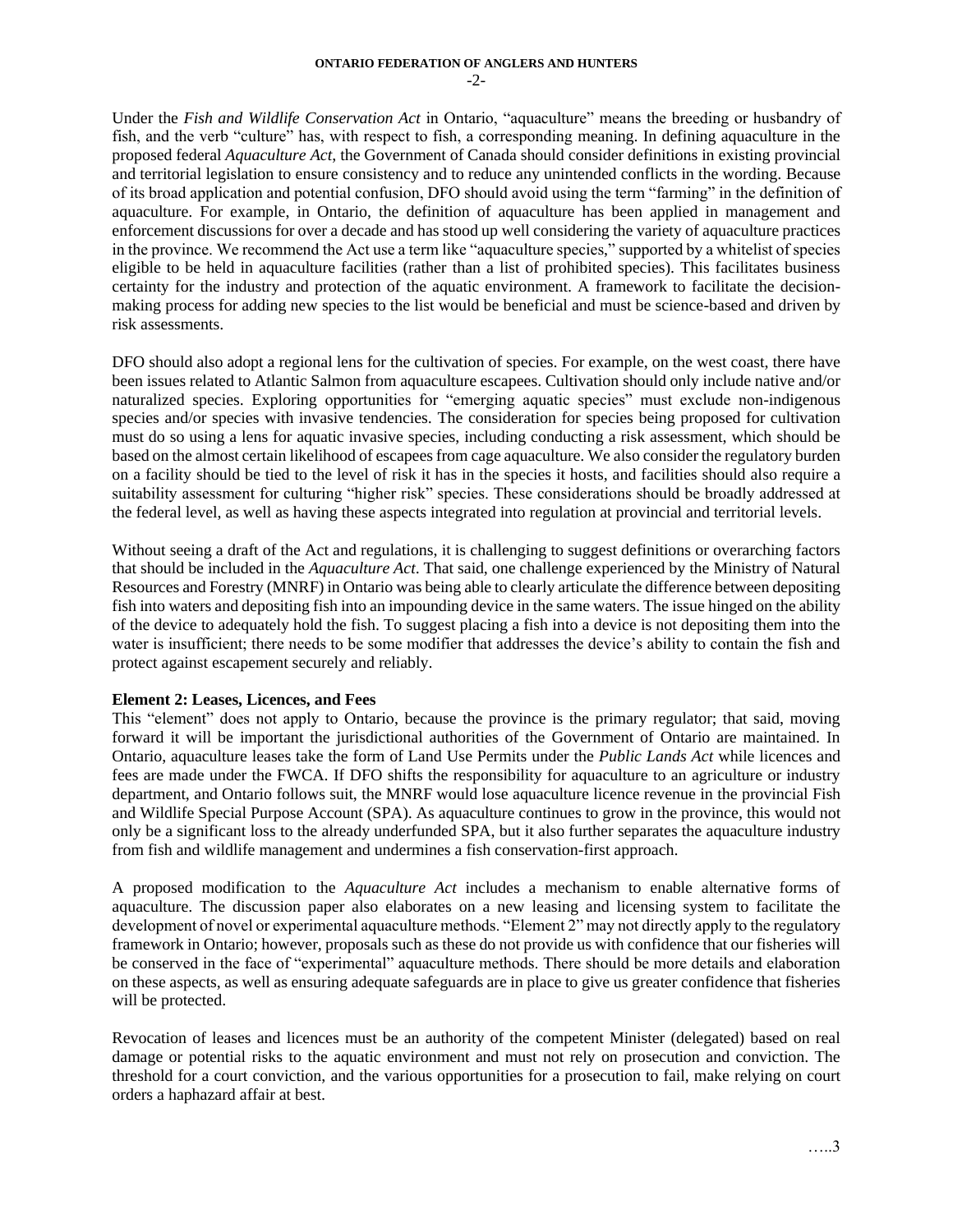Under the *Fish and Wildlife Conservation Act* in Ontario, "aquaculture" means the breeding or husbandry of fish, and the verb "culture" has, with respect to fish, a corresponding meaning. In defining aquaculture in the proposed federal *Aquaculture Act*, the Government of Canada should consider definitions in existing provincial and territorial legislation to ensure consistency and to reduce any unintended conflicts in the wording. Because of its broad application and potential confusion, DFO should avoid using the term "farming" in the definition of aquaculture. For example, in Ontario, the definition of aquaculture has been applied in management and enforcement discussions for over a decade and has stood up well considering the variety of aquaculture practices in the province. We recommend the Act use a term like "aquaculture species," supported by a whitelist of species eligible to be held in aquaculture facilities (rather than a list of prohibited species). This facilitates business certainty for the industry and protection of the aquatic environment. A framework to facilitate the decision-making process for adding new species to the list would be beneficial and must be science-based and driven by risk assessments.

DFO should also adopt a regional lens for the cultivation of species. For example, on the west coast, there have been issues related to Atlantic Salmon from aquaculture escapees. Cultivation should only include native and/or naturalized species. Exploring opportunities for "emerging aquatic species" must exclude non-indigenous species and/or species with invasive tendencies. The consideration for species being proposed for cultivation must do so using a lens for aquatic invasive species, including conducting a risk assessment, which should be based on the almost certain likelihood of escapees from cage aquaculture. We also consider the regulatory burden on a facility should be tied to the level of risk it has in the species it hosts, and facilities should also require a suitability assessment for culturing "higher risk" species. These considerations should be broadly addressed at the federal level, as well as having these aspects integrated into regulation at provincial and territorial levels.

Without seeing a draft of the Act and regulations, it is challenging to suggest definitions or overarching factors that should be included in the *Aquaculture Act*. That said, one challenge experienced by the Ministry of Natural Resources and Forestry (MNRF) in Ontario was being able to clearly articulate the difference between depositing fish into waters and depositing fish into an impounding device in the same waters. The issue hinged on the ability of the device to adequately hold the fish. To suggest placing a fish into a device is not depositing them into the water is insufficient; there needs to be some modifier that addresses the device's ability to contain the fish and protect against escapement securely and reliably.

**Element 2: Leases, Licences, and Fees**

This "element" does not apply to Ontario, because the province is the primary regulator; that said, moving forward it will be important the jurisdictional authorities of the Government of Ontario are maintained. In Ontario, aquaculture leases take the form of Land Use Permits under the *Public Lands Act* while licences and fees are made under the FWCA. If DFO shifts the responsibility for aquaculture to an agriculture or industry department, and Ontario follows suit, the MNRF would lose aquaculture licence revenue in the provincial Fish and Wildlife Special Purpose Account (SPA). As aquaculture continues to grow in the province, this would not only be a significant loss to the already underfunded SPA, but it also further separates the aquaculture industry from fish and wildlife management and undermines a fish conservation-first approach.

A proposed modification to the *Aquaculture Act* includes a mechanism to enable alternative forms of aquaculture. The discussion paper also elaborates on a new leasing and licensing system to facilitate the development of novel or experimental aquaculture methods. "Element 2" may not directly apply to the regulatory framework in Ontario; however, proposals such as these do not provide us with confidence that our fisheries will be conserved in the face of "experimental" aquaculture methods. There should be more details and elaboration on these aspects, as well as ensuring adequate safeguards are in place to give us greater confidence that fisheries will be protected.

Revocation of leases and licences must be an authority of the competent Minister (delegated) based on real damage or potential risks to the aquatic environment and must not rely on prosecution and conviction. The threshold for a court conviction, and the various opportunities for a prosecution to fail, make relying on court orders a haphazard affair at best.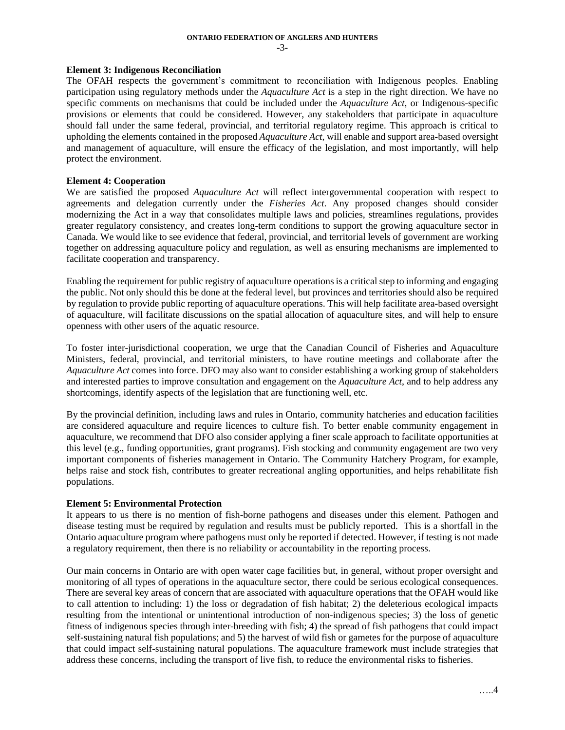**Element 3: Indigenous Reconciliation**

The OFAH respects the government's commitment to reconciliation with Indigenous peoples. Enabling participation using regulatory methods under the *Aquaculture Act* is a step in the right direction. We have no specific comments on mechanisms that could be included under the *Aquaculture Act*, or Indigenous-specific provisions or elements that could be considered. However, any stakeholders that participate in aquaculture should fall under the same federal, provincial, and territorial regulatory regime. This approach is critical to upholding the elements contained in the proposed *Aquaculture Act*, will enable and support area-based oversight and management of aquaculture, will ensure the efficacy of the legislation, and most importantly, will help protect the environment.

**Element 4: Cooperation**

We are satisfied the proposed *Aquaculture Act* will reflect intergovernmental cooperation with respect to agreements and delegation currently under the *Fisheries Act*. Any proposed changes should consider modernizing the Act in a way that consolidates multiple laws and policies, streamlines regulations, provides greater regulatory consistency, and creates long-term conditions to support the growing aquaculture sector in Canada. We would like to see evidence that federal, provincial, and territorial levels of government are working together on addressing aquaculture policy and regulation, as well as ensuring mechanisms are implemented to facilitate cooperation and transparency.

Enabling the requirement for public registry of aquaculture operations is a critical step to informing and engaging the public. Not only should this be done at the federal level, but provinces and territories should also be required by regulation to provide public reporting of aquaculture operations. This will help facilitate area-based oversight of aquaculture, will facilitate discussions on the spatial allocation of aquaculture sites, and will help to ensure openness with other users of the aquatic resource.

To foster inter-jurisdictional cooperation, we urge that the Canadian Council of Fisheries and Aquaculture Ministers, federal, provincial, and territorial ministers, to have routine meetings and collaborate after the *Aquaculture Act* comes into force. DFO may also want to consider establishing a working group of stakeholders and interested parties to improve consultation and engagement on the *Aquaculture Act*, and to help address any shortcomings, identify aspects of the legislation that are functioning well, etc.

By the provincial definition, including laws and rules in Ontario, community hatcheries and education facilities are considered aquaculture and require licences to culture fish. To better enable community engagement in aquaculture, we recommend that DFO also consider applying a finer scale approach to facilitate opportunities at this level (e.g., funding opportunities, grant programs). Fish stocking and community engagement are two very important components of fisheries management in Ontario. The Community Hatchery Program, for example, helps raise and stock fish, contributes to greater recreational angling opportunities, and helps rehabilitate fish populations.

**Element 5: Environmental Protection**

It appears to us there is no mention of fish-borne pathogens and diseases under this element. Pathogen and disease testing must be required by regulation and results must be publicly reported. This is a shortfall in the Ontario aquaculture program where pathogens must only be reported if detected. However, if testing is not made a regulatory requirement, then there is no reliability or accountability in the reporting process.

Our main concerns in Ontario are with open water cage facilities but, in general, without proper oversight and monitoring of all types of operations in the aquaculture sector, there could be serious ecological consequences. There are several key areas of concern that are associated with aquaculture operations that the OFAH would like to call attention to including: 1) the loss or degradation of fish habitat; 2) the deleterious ecological impacts resulting from the intentional or unintentional introduction of non-indigenous species; 3) the loss of genetic fitness of indigenous species through inter-breeding with fish; 4) the spread of fish pathogens that could impact self-sustaining natural fish populations; and 5) the harvest of wild fish or gametes for the purpose of aquaculture that could impact self-sustaining natural populations. The aquaculture framework must include strategies that address these concerns, including the transport of live fish, to reduce the environmental risks to fisheries.

…..4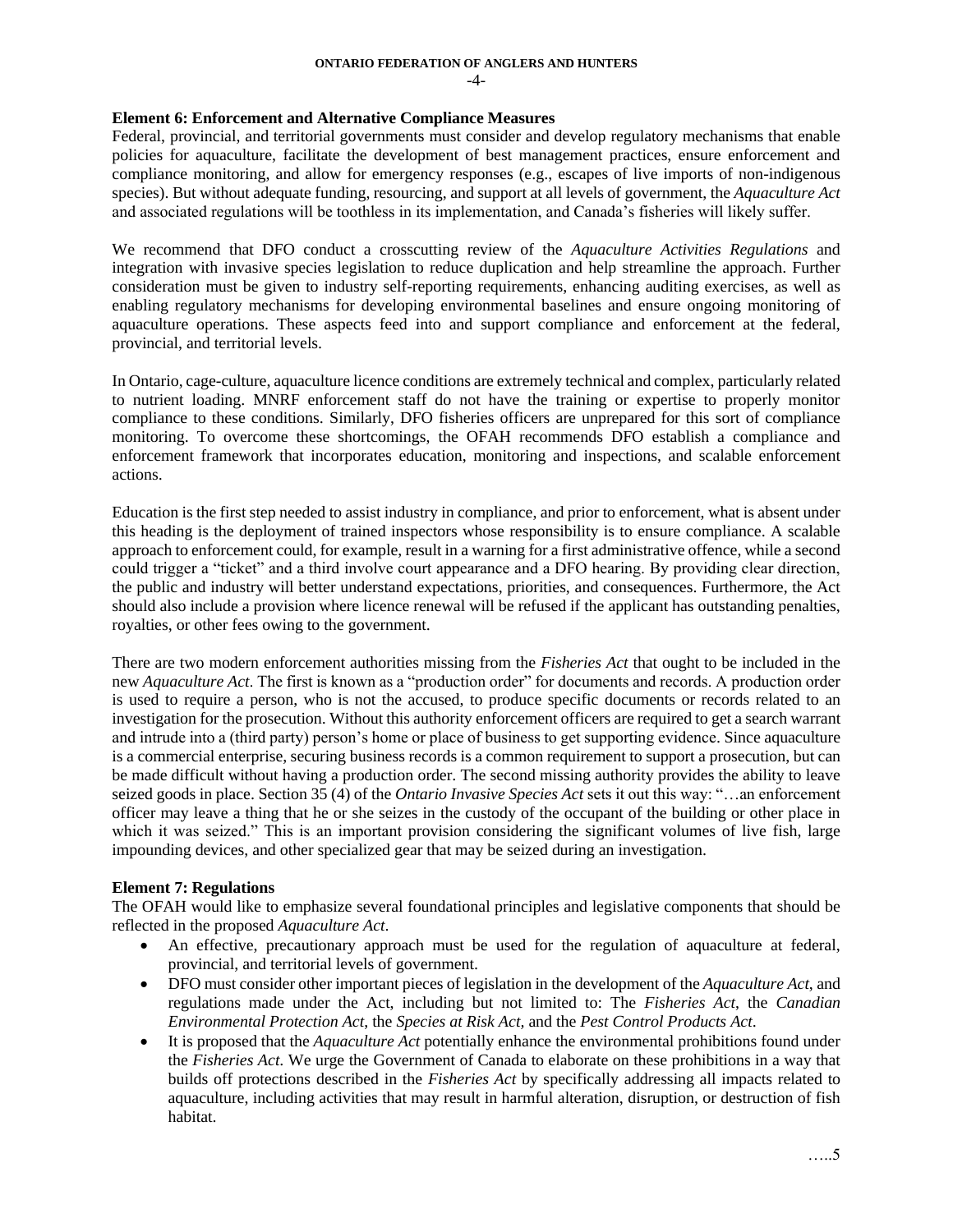**Element 6: Enforcement and Alternative Compliance Measures**

Federal, provincial, and territorial governments must consider and develop regulatory mechanisms that enable policies for aquaculture, facilitate the development of best management practices, ensure enforcement and compliance monitoring, and allow for emergency responses (e.g., escapes of live imports of non-indigenous species). But without adequate funding, resourcing, and support at all levels of government, the *Aquaculture Act* and associated regulations will be toothless in its implementation, and Canada's fisheries will likely suffer.

We recommend that DFO conduct a crosscutting review of the *Aquaculture Activities Regulations* and integration with invasive species legislation to reduce duplication and help streamline the approach. Further consideration must be given to industry self-reporting requirements, enhancing auditing exercises, as well as enabling regulatory mechanisms for developing environmental baselines and ensure ongoing monitoring of aquaculture operations. These aspects feed into and support compliance and enforcement at the federal, provincial, and territorial levels.

In Ontario, cage-culture, aquaculture licence conditions are extremely technical and complex, particularly related to nutrient loading. MNRF enforcement staff do not have the training or expertise to properly monitor compliance to these conditions. Similarly, DFO fisheries officers are unprepared for this sort of compliance monitoring. To overcome these shortcomings, the OFAH recommends DFO establish a compliance and enforcement framework that incorporates education, monitoring and inspections, and scalable enforcement actions.

Education is the first step needed to assist industry in compliance, and prior to enforcement, what is absent under this heading is the deployment of trained inspectors whose responsibility is to ensure compliance. A scalable approach to enforcement could, for example, result in a warning for a first administrative offence, while a second could trigger a "ticket" and a third involve court appearance and a DFO hearing. By providing clear direction, the public and industry will better understand expectations, priorities, and consequences. Furthermore, the Act should also include a provision where licence renewal will be refused if the applicant has outstanding penalties, royalties, or other fees owing to the government.

There are two modern enforcement authorities missing from the *Fisheries Act* that ought to be included in the new *Aquaculture Act*. The first is known as a "production order" for documents and records. A production order is used to require a person, who is not the accused, to produce specific documents or records related to an investigation for the prosecution. Without this authority enforcement officers are required to get a search warrant and intrude into a (third party) person's home or place of business to get supporting evidence. Since aquaculture is a commercial enterprise, securing business records is a common requirement to support a prosecution, but can be made difficult without having a production order. The second missing authority provides the ability to leave seized goods in place. Section 35 (4) of the *Ontario Invasive Species Act* sets it out this way: "…an enforcement officer may leave a thing that he or she seizes in the custody of the occupant of the building or other place in which it was seized." This is an important provision considering the significant volumes of live fish, large impounding devices, and other specialized gear that may be seized during an investigation.

**Element 7: Regulations**

The OFAH would like to emphasize several foundational principles and legislative components that should be reflected in the proposed *Aquaculture Act*.

- An effective, precautionary approach must be used for the regulation of aquaculture at federal, provincial, and territorial levels of government.
- DFO must consider other important pieces of legislation in the development of the *Aquaculture Act*, and regulations made under the Act, including but not limited to: The *Fisheries Act*, the *Canadian Environmental Protection Act*, the *Species at Risk Act,* and the *Pest Control Products Act*.
- It is proposed that the *Aquaculture Act* potentially enhance the environmental prohibitions found under the *Fisheries Act.* We urge the Government of Canada to elaborate on these prohibitions in a way that builds off protections described in the *Fisheries Act* by specifically addressing all impacts related to aquaculture, including activities that may result in harmful alteration, disruption, or destruction of fish habitat.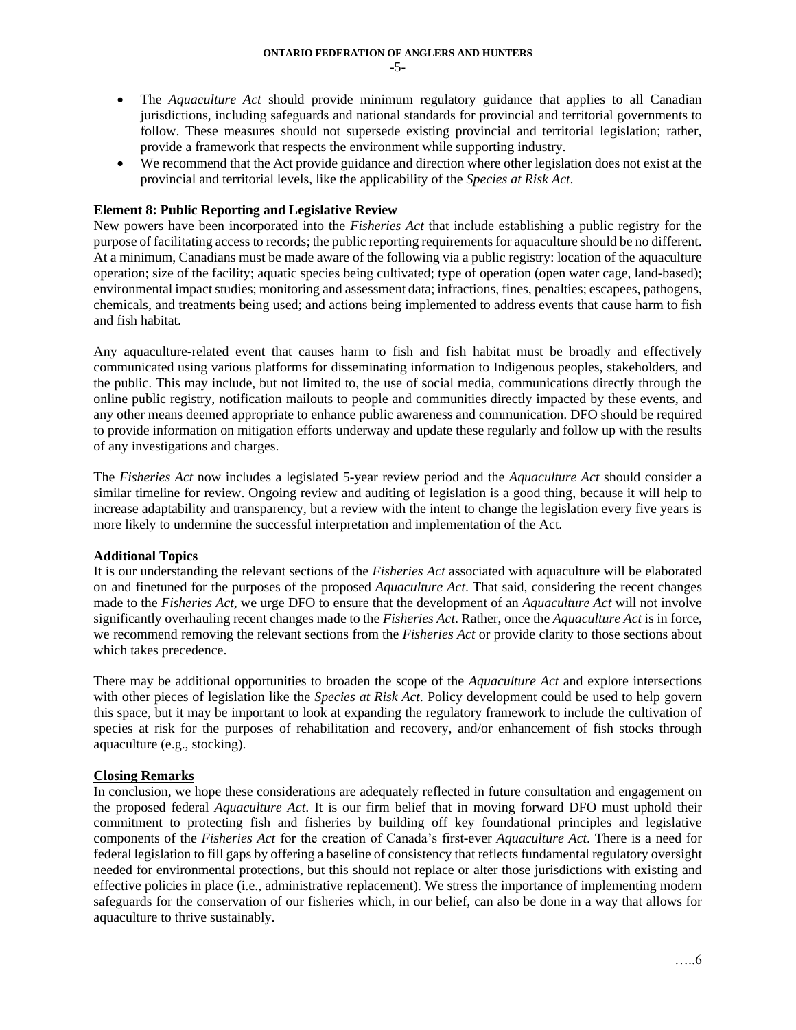- The *Aquaculture Act* should provide minimum regulatory guidance that applies to all Canadian jurisdictions, including safeguards and national standards for provincial and territorial governments to follow. These measures should not supersede existing provincial and territorial legislation; rather, provide a framework that respects the environment while supporting industry.
- We recommend that the Act provide guidance and direction where other legislation does not exist at the provincial and territorial levels, like the applicability of the *Species at Risk Act*.

**Element 8: Public Reporting and Legislative Review**

New powers have been incorporated into the *Fisheries Act* that include establishing a public registry for the purpose of facilitating access to records; the public reporting requirements for aquaculture should be no different. At a minimum, Canadians must be made aware of the following via a public registry: location of the aquaculture operation; size of the facility; aquatic species being cultivated; type of operation (open water cage, land-based); environmental impact studies; monitoring and assessment data; infractions, fines, penalties; escapees, pathogens, chemicals, and treatments being used; and actions being implemented to address events that cause harm to fish and fish habitat.

Any aquaculture-related event that causes harm to fish and fish habitat must be broadly and effectively communicated using various platforms for disseminating information to Indigenous peoples, stakeholders, and the public. This may include, but not limited to, the use of social media, communications directly through the online public registry, notification mailouts to people and communities directly impacted by these events, and any other means deemed appropriate to enhance public awareness and communication. DFO should be required to provide information on mitigation efforts underway and update these regularly and follow up with the results of any investigations and charges.

The *Fisheries Act* now includes a legislated 5-year review period and the *Aquaculture Act* should consider a similar timeline for review. Ongoing review and auditing of legislation is a good thing, because it will help to increase adaptability and transparency, but a review with the intent to change the legislation every five years is more likely to undermine the successful interpretation and implementation of the Act.

**Additional Topics**

It is our understanding the relevant sections of the *Fisheries Act* associated with aquaculture will be elaborated on and finetuned for the purposes of the proposed *Aquaculture Act*. That said, considering the recent changes made to the *Fisheries Act*, we urge DFO to ensure that the development of an *Aquaculture Act* will not involve significantly overhauling recent changes made to the *Fisheries Act*. Rather, once the *Aquaculture Act* is in force, we recommend removing the relevant sections from the *Fisheries Act* or provide clarity to those sections about which takes precedence.

There may be additional opportunities to broaden the scope of the *Aquaculture Act* and explore intersections with other pieces of legislation like the *Species at Risk Act*. Policy development could be used to help govern this space, but it may be important to look at expanding the regulatory framework to include the cultivation of species at risk for the purposes of rehabilitation and recovery, and/or enhancement of fish stocks through aquaculture (e.g., stocking).

**Closing Remarks**

In conclusion, we hope these considerations are adequately reflected in future consultation and engagement on the proposed federal *Aquaculture Act*. It is our firm belief that in moving forward DFO must uphold their commitment to protecting fish and fisheries by building off key foundational principles and legislative components of the *Fisheries Act* for the creation of Canada's first-ever *Aquaculture Act*. There is a need for federal legislation to fill gaps by offering a baseline of consistency that reflects fundamental regulatory oversight needed for environmental protections, but this should not replace or alter those jurisdictions with existing and effective policies in place (i.e., administrative replacement). We stress the importance of implementing modern safeguards for the conservation of our fisheries which, in our belief, can also be done in a way that allows for aquaculture to thrive sustainably.

…..6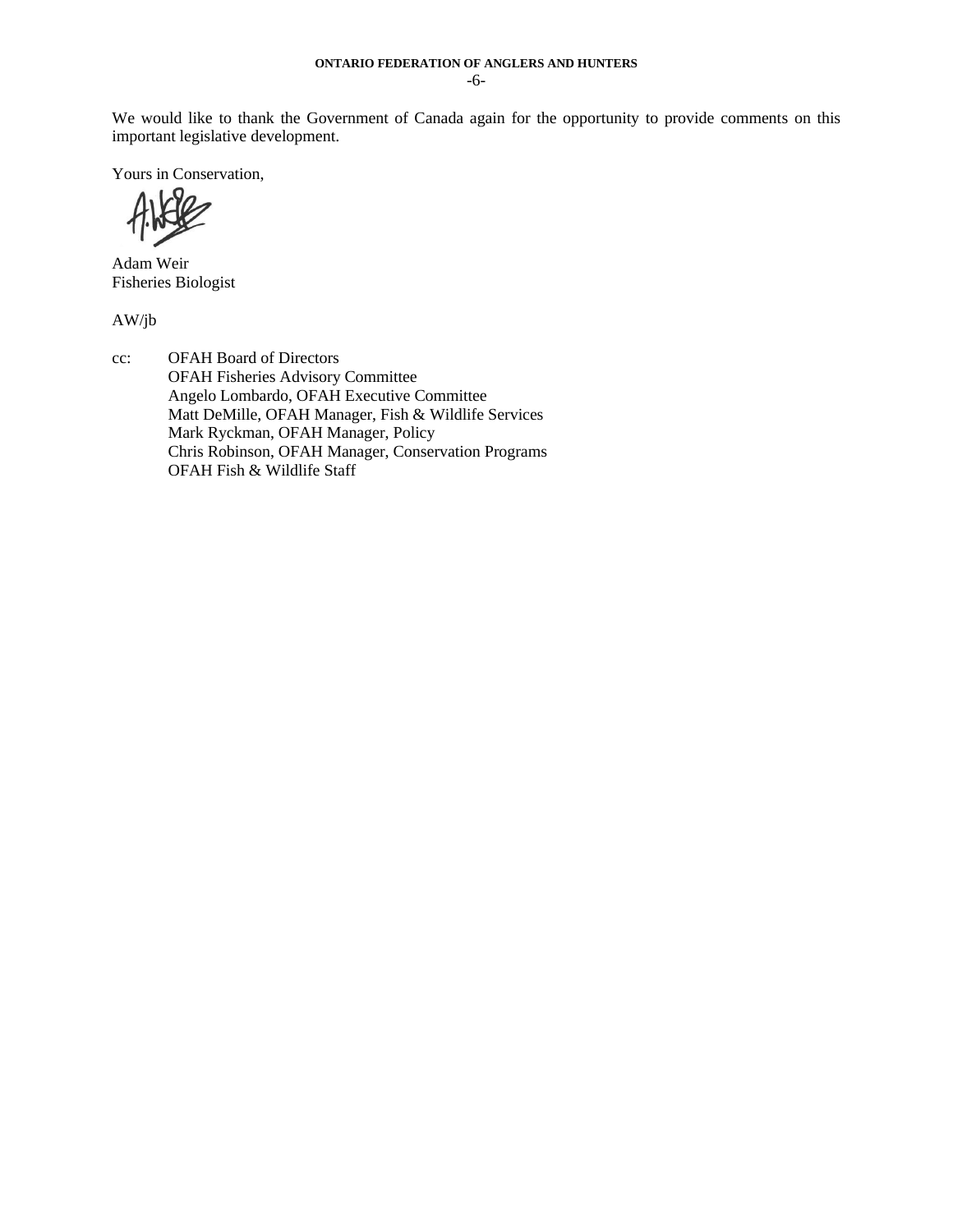We would like to thank the Government of Canada again for the opportunity to provide comments on this important legislative development.

Yours in Conservation,

Adam Weir
Fisheries Biologist

AW/jb

cc: OFAH Board of Directors
OFAH Fisheries Advisory Committee
Angelo Lombardo, OFAH Executive Committee
Matt DeMille, OFAH Manager, Fish & Wildlife Services
Mark Ryckman, OFAH Manager, Policy
Chris Robinson, OFAH Manager, Conservation Programs
OFAH Fish & Wildlife Staff